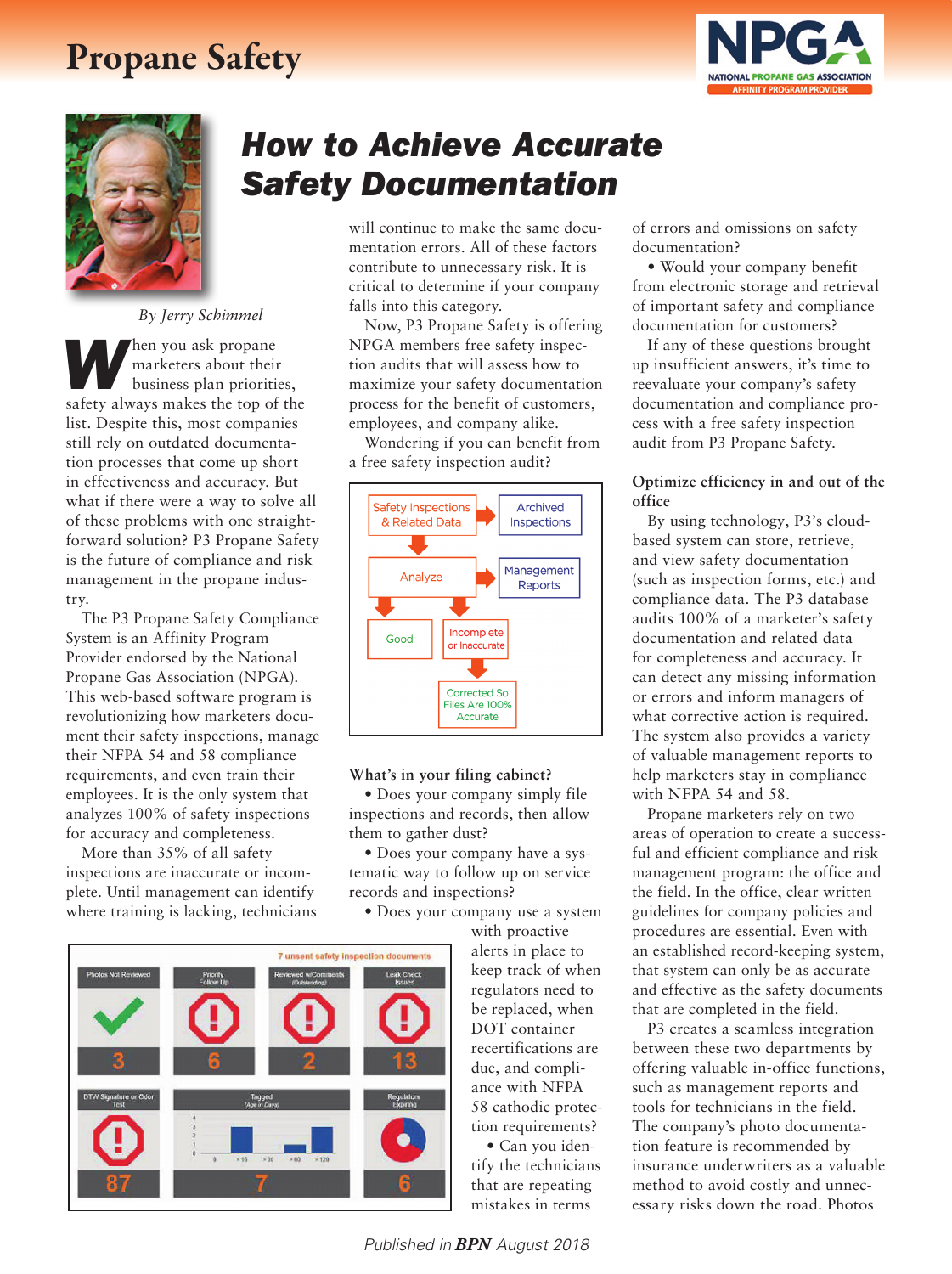# How to Achieve Accurate Safety Documentation

*By Jerry Schimmel*

When you ask propane marketers about their business plan priorities, safety always makes the top of the list. Despite this, most companies still rely on outdated documentation processes that come up short in effectiveness and accuracy. But what if there were a way to solve all of these problems with one straightforward solution? P3 Propane Safety is the future of compliance and risk management in the propane industry.

The P3 Propane Safety Compliance System is an Affinity Program Provider endorsed by the National Propane Gas Association (NPGA). This web-based software program is revolutionizing how marketers document their safety inspections, manage their NFPA 54 and 58 compliance requirements, and even train their employees. It is the only system that analyzes 100% of safety inspections for accuracy and completeness.

More than 35% of all safety inspections are inaccurate or incomplete. Until management can identify where training is lacking, technicians will continue to make the same documentation errors. All of these factors contribute to unnecessary risk. It is critical to determine if your company falls into this category.

Now, P3 Propane Safety is offering NPGA members free safety inspection audits that will assess how to maximize your safety documentation process for the benefit of customers, employees, and company alike.

Wondering if you can benefit from a free safety inspection audit?

Safety Inspections & Related Data → Archived Inspections

Analyze → Management Reports

Good | Incomplete or Inaccurate → Corrected So Files Are 100% Accurate

### What's in your filing cabinet?

- Does your company simply file inspections and records, then allow them to gather dust?
- Does your company have a systematic way to follow up on service records and inspections?
- Does your company use a system with proactive alerts in place to keep track of when regulators need to be replaced, when DOT container recertifications are due, and compliance with NFPA 58 cathodic protection requirements?
- Can you identify the technicians that are repeating mistakes in terms of errors and omissions on safety documentation?
- Would your company benefit from electronic storage and retrieval of important safety and compliance documentation for customers?

If any of these questions brought up insufficient answers, it's time to reevaluate your company's safety documentation and compliance process with a free safety inspection audit from P3 Propane Safety.

7 unsent safety inspection documents

| Photos Not Reviewed | Priority Follow Up | Reviewed w/Comments (Outstanding) | Leak Check Issues |
|---|---|---|---|
| 3 | 6 | 2 | 13 |

| DTW Signature or Odor Test | Tagged (Age in Days) | Regulators Expiring |
|---|---|---|
| 87 | 7 | 6 |

### Optimize efficiency in and out of the office

By using technology, P3's cloud-based system can store, retrieve, and view safety documentation (such as inspection forms, etc.) and compliance data. The P3 database audits 100% of a marketer's safety documentation and related data for completeness and accuracy. It can detect any missing information or errors and inform managers of what corrective action is required. The system also provides a variety of valuable management reports to help marketers stay in compliance with NFPA 54 and 58.

Propane marketers rely on two areas of operation to create a successful and efficient compliance and risk management program: the office and the field. In the office, clear written guidelines for company policies and procedures are essential. Even with an established record-keeping system, that system can only be as accurate and effective as the safety documents that are completed in the field.

P3 creates a seamless integration between these two departments by offering valuable in-office functions, such as management reports and tools for technicians in the field. The company's photo documentation feature is recommended by insurance underwriters as a valuable method to avoid costly and unnecessary risks down the road. Photos

*Published in* ***BPN*** *August 2018*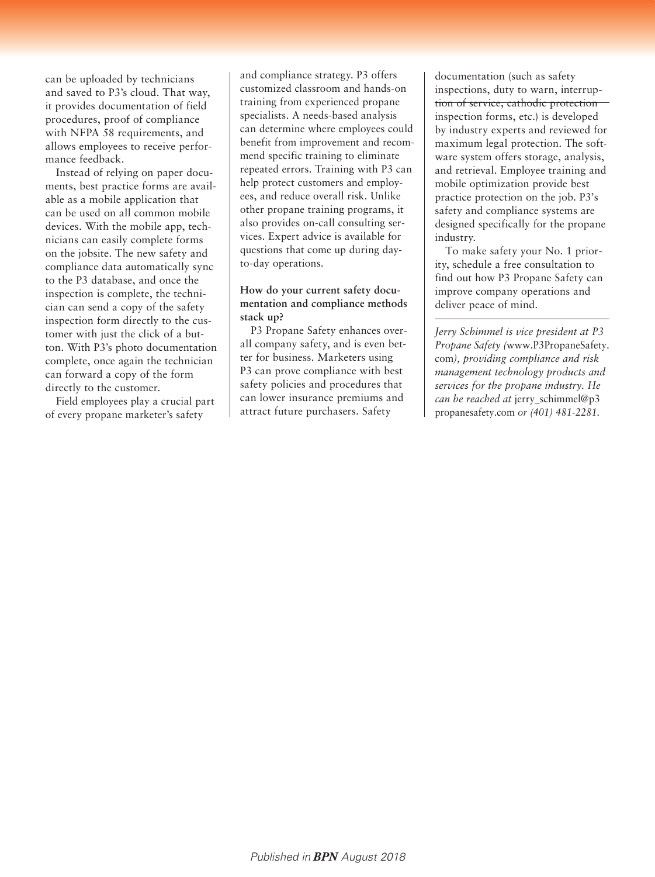can be uploaded by technicians and saved to P3's cloud. That way, it provides documentation of field procedures, proof of compliance with NFPA 58 requirements, and allows employees to receive performance feedback.

Instead of relying on paper documents, best practice forms are available as a mobile application that can be used on all common mobile devices. With the mobile app, technicians can easily complete forms on the jobsite. The new safety and compliance data automatically sync to the P3 database, and once the inspection is complete, the technician can send a copy of the safety inspection form directly to the customer with just the click of a button. With P3's photo documentation complete, once again the technician can forward a copy of the form directly to the customer.

Field employees play a crucial part of every propane marketer's safety and compliance strategy. P3 offers customized classroom and hands-on training from experienced propane specialists. A needs-based analysis can determine where employees could benefit from improvement and recommend specific training to eliminate repeated errors. Training with P3 can help protect customers and employees, and reduce overall risk. Unlike other propane training programs, it also provides on-call consulting services. Expert advice is available for questions that come up during day-to-day operations.

**How do your current safety documentation and compliance methods stack up?**

P3 Propane Safety enhances overall company safety, and is even better for business. Marketers using P3 can prove compliance with best safety policies and procedures that can lower insurance premiums and attract future purchasers. Safety documentation (such as safety inspections, duty to warn, interruption of service, cathodic protection inspection forms, etc.) is developed by industry experts and reviewed for maximum legal protection. The software system offers storage, analysis, and retrieval. Employee training and mobile optimization provide best practice protection on the job. P3's safety and compliance systems are designed specifically for the propane industry.

To make safety your No. 1 priority, schedule a free consultation to find out how P3 Propane Safety can improve company operations and deliver peace of mind.

---

*Jerry Schimmel is vice president at P3 Propane Safety (*www.P3PropaneSafety.com*), providing compliance and risk management technology products and services for the propane industry. He can be reached at* jerry_schimmel@p3propanesafety.com *or (401) 481-2281.*

*Published in* ***BPN*** *August 2018*